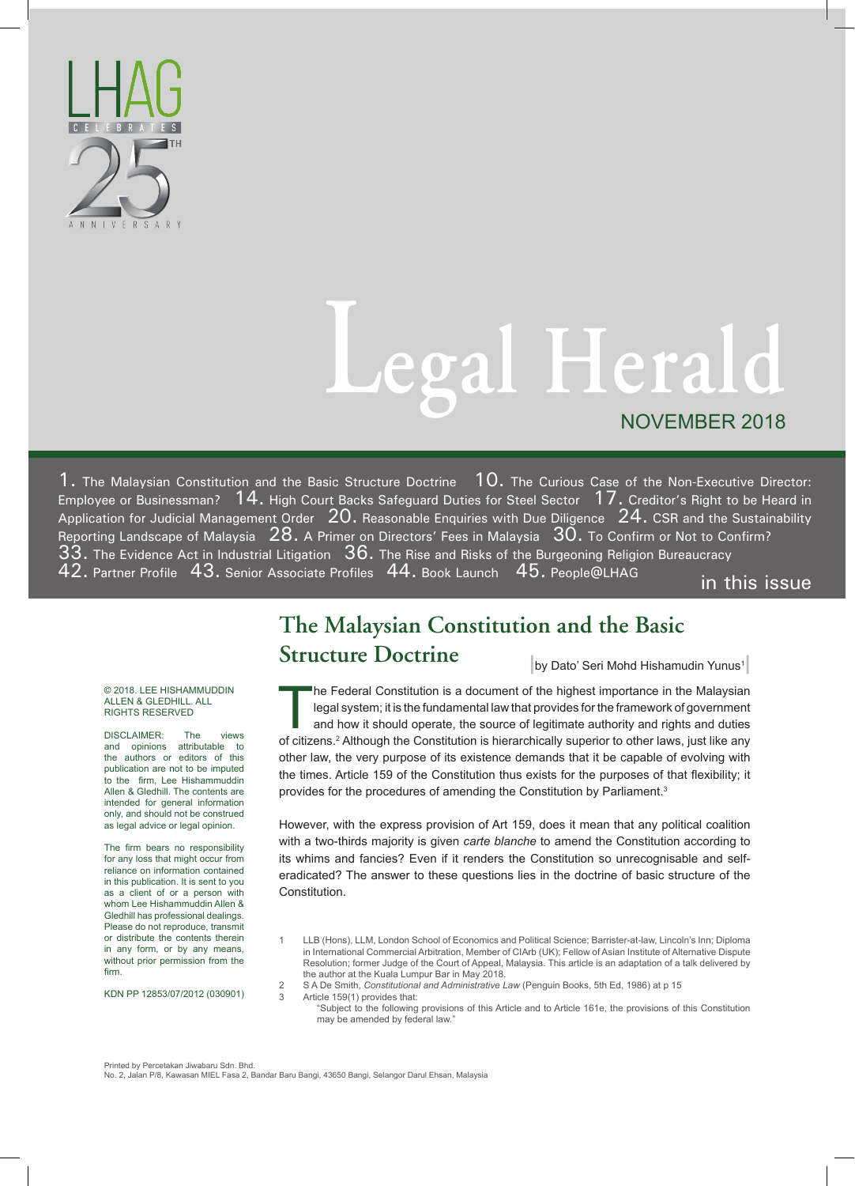LHAG CELEBRATES 25TH ANNIVERSARY

# Legal Herald

NOVEMBER 2018

## in this issue

1. The Malaysian Constitution and the Basic Structure Doctrine 10. The Curious Case of the Non-Executive Director: Employee or Businessman? 14. High Court Backs Safeguard Duties for Steel Sector 17. Creditor's Right to be Heard in Application for Judicial Management Order 20. Reasonable Enquiries with Due Diligence 24. CSR and the Sustainability Reporting Landscape of Malaysia 28. A Primer on Directors' Fees in Malaysia 30. To Confirm or Not to Confirm? 33. The Evidence Act in Industrial Litigation 36. The Rise and Risks of the Burgeoning Religion Bureaucracy 42. Partner Profile 43. Senior Associate Profiles 44. Book Launch 45. People@LHAG

© 2018. LEE HISHAMMUDDIN ALLEN & GLEDHILL. ALL RIGHTS RESERVED

DISCLAIMER: The views and opinions attributable to the authors or editors of this publication are not to be imputed to the firm, Lee Hishammuddin Allen & Gledhill. The contents are intended for general information only, and should not be construed as legal advice or legal opinion.

The firm bears no responsibility for any loss that might occur from reliance on information contained in this publication. It is sent to you as a client of or a person with whom Lee Hishammuddin Allen & Gledhill has professional dealings. Please do not reproduce, transmit or distribute the contents therein in any form, or by any means, without prior permission from the firm.

KDN PP 12853/07/2012 (030901)

# The Malaysian Constitution and the Basic Structure Doctrine

by Dato' Seri Mohd Hishamudin Yunus[1]

The Federal Constitution is a document of the highest importance in the Malaysian legal system; it is the fundamental law that provides for the framework of government and how it should operate, the source of legitimate authority and rights and duties of citizens.[2] Although the Constitution is hierarchically superior to other laws, just like any other law, the very purpose of its existence demands that it be capable of evolving with the times. Article 159 of the Constitution thus exists for the purposes of that flexibility; it provides for the procedures of amending the Constitution by Parliament.[3]

However, with the express provision of Art 159, does it mean that any political coalition with a two-thirds majority is given *carte blanche* to amend the Constitution according to its whims and fancies? Even if it renders the Constitution so unrecognisable and self-eradicated? The answer to these questions lies in the doctrine of basic structure of the Constitution.

---

1. LLB (Hons), LLM, London School of Economics and Political Science; Barrister-at-law, Lincoln's Inn; Diploma in International Commercial Arbitration, Member of CIArb (UK); Fellow of Asian Institute of Alternative Dispute Resolution; former Judge of the Court of Appeal, Malaysia. This article is an adaptation of a talk delivered by the author at the Kuala Lumpur Bar in May 2018.
2. S A De Smith, *Constitutional and Administrative Law* (Penguin Books, 5th Ed, 1986) at p 15
3. Article 159(1) provides that:
   "Subject to the following provisions of this Article and to Article 161e, the provisions of this Constitution may be amended by federal law."

Printed by Percetakan Jiwabaru Sdn. Bhd.
No. 2, Jalan P/8, Kawasan MIEL Fasa 2, Bandar Baru Bangi, 43650 Bangi, Selangor Darul Ehsan, Malaysia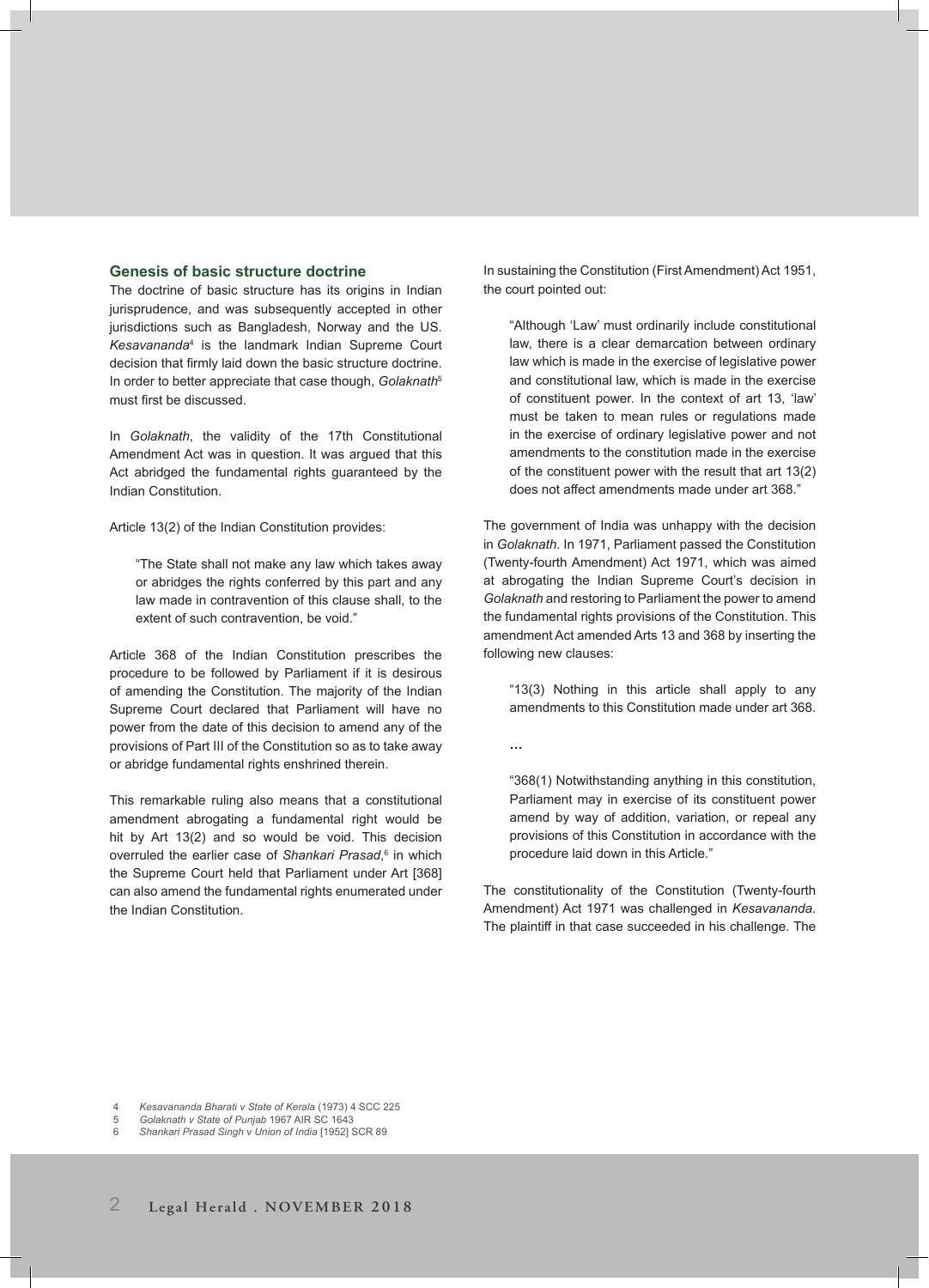## Genesis of basic structure doctrine

The doctrine of basic structure has its origins in Indian jurisprudence, and was subsequently accepted in other jurisdictions such as Bangladesh, Norway and the US. *Kesavananda*[4] is the landmark Indian Supreme Court decision that firmly laid down the basic structure doctrine. In order to better appreciate that case though, *Golaknath*[5] must first be discussed.

In *Golaknath*, the validity of the 17th Constitutional Amendment Act was in question. It was argued that this Act abridged the fundamental rights guaranteed by the Indian Constitution.

Article 13(2) of the Indian Constitution provides:

> "The State shall not make any law which takes away or abridges the rights conferred by this part and any law made in contravention of this clause shall, to the extent of such contravention, be void."

Article 368 of the Indian Constitution prescribes the procedure to be followed by Parliament if it is desirous of amending the Constitution. The majority of the Indian Supreme Court declared that Parliament will have no power from the date of this decision to amend any of the provisions of Part III of the Constitution so as to take away or abridge fundamental rights enshrined therein.

This remarkable ruling also means that a constitutional amendment abrogating a fundamental right would be hit by Art 13(2) and so would be void. This decision overruled the earlier case of *Shankari Prasad*,[6] in which the Supreme Court held that Parliament under Art [368] can also amend the fundamental rights enumerated under the Indian Constitution.

In sustaining the Constitution (First Amendment) Act 1951, the court pointed out:

> "Although 'Law' must ordinarily include constitutional law, there is a clear demarcation between ordinary law which is made in the exercise of legislative power and constitutional law, which is made in the exercise of constituent power. In the context of art 13, 'law' must be taken to mean rules or regulations made in the exercise of ordinary legislative power and not amendments to the constitution made in the exercise of the constituent power with the result that art 13(2) does not affect amendments made under art 368."

The government of India was unhappy with the decision in *Golaknath*. In 1971, Parliament passed the Constitution (Twenty-fourth Amendment) Act 1971, which was aimed at abrogating the Indian Supreme Court's decision in *Golaknath* and restoring to Parliament the power to amend the fundamental rights provisions of the Constitution. This amendment Act amended Arts 13 and 368 by inserting the following new clauses:

> "13(3) Nothing in this article shall apply to any amendments to this Constitution made under art 368.
>
> ...
>
> "368(1) Notwithstanding anything in this constitution, Parliament may in exercise of its constituent power amend by way of addition, variation, or repeal any provisions of this Constitution in accordance with the procedure laid down in this Article."

The constitutionality of the Constitution (Twenty-fourth Amendment) Act 1971 was challenged in *Kesavananda*. The plaintiff in that case succeeded in his challenge. The

---

4 *Kesavananda Bharati v State of Kerala* (1973) 4 SCC 225
5 *Golaknath v State of Punjab* 1967 AIR SC 1643
6 *Shankari Prasad Singh v Union of India* [1952] SCR 89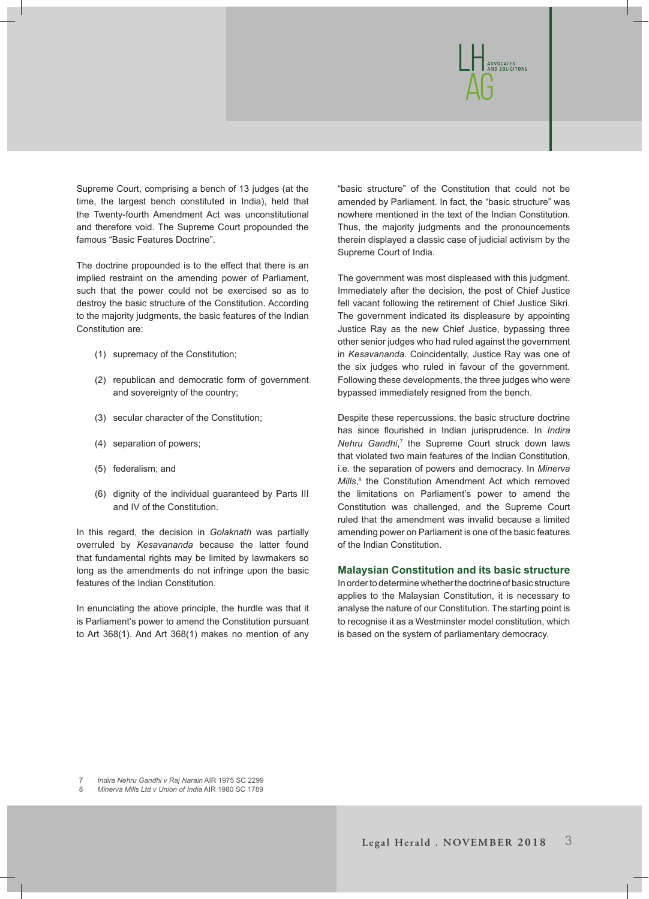Supreme Court, comprising a bench of 13 judges (at the time, the largest bench constituted in India), held that the Twenty-fourth Amendment Act was unconstitutional and therefore void. The Supreme Court propounded the famous "Basic Features Doctrine".

The doctrine propounded is to the effect that there is an implied restraint on the amending power of Parliament, such that the power could not be exercised so as to destroy the basic structure of the Constitution. According to the majority judgments, the basic features of the Indian Constitution are:

(1) supremacy of the Constitution;

(2) republican and democratic form of government and sovereignty of the country;

(3) secular character of the Constitution;

(4) separation of powers;

(5) federalism; and

(6) dignity of the individual guaranteed by Parts III and IV of the Constitution.

In this regard, the decision in *Golaknath* was partially overruled by *Kesavananda* because the latter found that fundamental rights may be limited by lawmakers so long as the amendments do not infringe upon the basic features of the Indian Constitution.

In enunciating the above principle, the hurdle was that it is Parliament's power to amend the Constitution pursuant to Art 368(1). And Art 368(1) makes no mention of any "basic structure" of the Constitution that could not be amended by Parliament. In fact, the "basic structure" was nowhere mentioned in the text of the Indian Constitution. Thus, the majority judgments and the pronouncements therein displayed a classic case of judicial activism by the Supreme Court of India.

The government was most displeased with this judgment. Immediately after the decision, the post of Chief Justice fell vacant following the retirement of Chief Justice Sikri. The government indicated its displeasure by appointing Justice Ray as the new Chief Justice, bypassing three other senior judges who had ruled against the government in *Kesavananda*. Coincidentally, Justice Ray was one of the six judges who ruled in favour of the government. Following these developments, the three judges who were bypassed immediately resigned from the bench.

Despite these repercussions, the basic structure doctrine has since flourished in Indian jurisprudence. In *Indira Nehru Gandhi*,[7] the Supreme Court struck down laws that violated two main features of the Indian Constitution, i.e. the separation of powers and democracy. In *Minerva Mills*,[8] the Constitution Amendment Act which removed the limitations on Parliament's power to amend the Constitution was challenged, and the Supreme Court ruled that the amendment was invalid because a limited amending power on Parliament is one of the basic features of the Indian Constitution.

## Malaysian Constitution and its basic structure

In order to determine whether the doctrine of basic structure applies to the Malaysian Constitution, it is necessary to analyse the nature of our Constitution. The starting point is to recognise it as a Westminster model constitution, which is based on the system of parliamentary democracy.

7 *Indira Nehru Gandhi v Raj Narain* AIR 1975 SC 2299

8 *Minerva Mills Ltd v Union of India* AIR 1980 SC 1789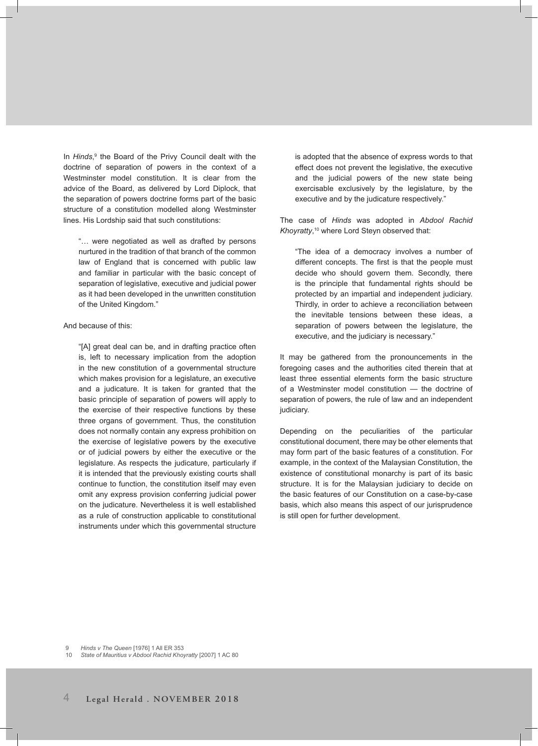In *Hinds*,[9] the Board of the Privy Council dealt with the doctrine of separation of powers in the context of a Westminster model constitution. It is clear from the advice of the Board, as delivered by Lord Diplock, that the separation of powers doctrine forms part of the basic structure of a constitution modelled along Westminster lines. His Lordship said that such constitutions:

> "… were negotiated as well as drafted by persons nurtured in the tradition of that branch of the common law of England that is concerned with public law and familiar in particular with the basic concept of separation of legislative, executive and judicial power as it had been developed in the unwritten constitution of the United Kingdom."

And because of this:

> "[A] great deal can be, and in drafting practice often is, left to necessary implication from the adoption in the new constitution of a governmental structure which makes provision for a legislature, an executive and a judicature. It is taken for granted that the basic principle of separation of powers will apply to the exercise of their respective functions by these three organs of government. Thus, the constitution does not normally contain any express prohibition on the exercise of legislative powers by the executive or of judicial powers by either the executive or the legislature. As respects the judicature, particularly if it is intended that the previously existing courts shall continue to function, the constitution itself may even omit any express provision conferring judicial power on the judicature. Nevertheless it is well established as a rule of construction applicable to constitutional instruments under which this governmental structure is adopted that the absence of express words to that effect does not prevent the legislative, the executive and the judicial powers of the new state being exercisable exclusively by the legislature, by the executive and by the judicature respectively."

The case of *Hinds* was adopted in *Abdool Rachid Khoyratty*,[10] where Lord Steyn observed that:

> "The idea of a democracy involves a number of different concepts. The first is that the people must decide who should govern them. Secondly, there is the principle that fundamental rights should be protected by an impartial and independent judiciary. Thirdly, in order to achieve a reconciliation between the inevitable tensions between these ideas, a separation of powers between the legislature, the executive, and the judiciary is necessary."

It may be gathered from the pronouncements in the foregoing cases and the authorities cited therein that at least three essential elements form the basic structure of a Westminster model constitution — the doctrine of separation of powers, the rule of law and an independent judiciary.

Depending on the peculiarities of the particular constitutional document, there may be other elements that may form part of the basic features of a constitution. For example, in the context of the Malaysian Constitution, the existence of constitutional monarchy is part of its basic structure. It is for the Malaysian judiciary to decide on the basic features of our Constitution on a case-by-case basis, which also means this aspect of our jurisprudence is still open for further development.

---

9 *Hinds v The Queen* [1976] 1 All ER 353
10 *State of Mauritius v Abdool Rachid Khoyratty* [2007] 1 AC 80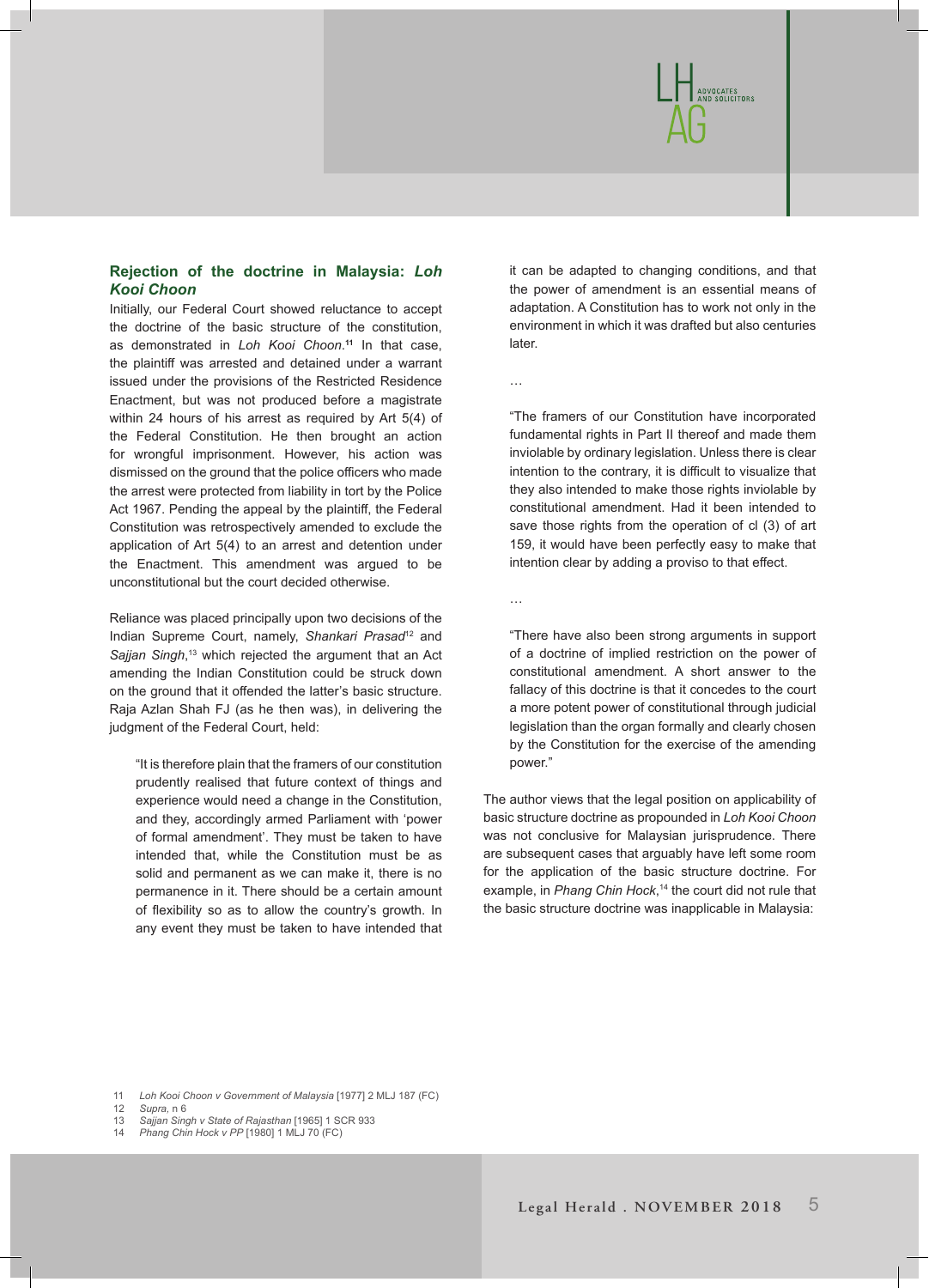### Rejection of the doctrine in Malaysia: *Loh Kooi Choon*

Initially, our Federal Court showed reluctance to accept the doctrine of the basic structure of the constitution, as demonstrated in *Loh Kooi Choon*.[11] In that case, the plaintiff was arrested and detained under a warrant issued under the provisions of the Restricted Residence Enactment, but was not produced before a magistrate within 24 hours of his arrest as required by Art 5(4) of the Federal Constitution. He then brought an action for wrongful imprisonment. However, his action was dismissed on the ground that the police officers who made the arrest were protected from liability in tort by the Police Act 1967. Pending the appeal by the plaintiff, the Federal Constitution was retrospectively amended to exclude the application of Art 5(4) to an arrest and detention under the Enactment. This amendment was argued to be unconstitutional but the court decided otherwise.

Reliance was placed principally upon two decisions of the Indian Supreme Court, namely, *Shankari Prasad*[12] and *Sajjan Singh*,[13] which rejected the argument that an Act amending the Indian Constitution could be struck down on the ground that it offended the latter's basic structure. Raja Azlan Shah FJ (as he then was), in delivering the judgment of the Federal Court, held:

> "It is therefore plain that the framers of our constitution prudently realised that future context of things and experience would need a change in the Constitution, and they, accordingly armed Parliament with 'power of formal amendment'. They must be taken to have intended that, while the Constitution must be as solid and permanent as we can make it, there is no permanence in it. There should be a certain amount of flexibility so as to allow the country's growth. In any event they must be taken to have intended that it can be adapted to changing conditions, and that the power of amendment is an essential means of adaptation. A Constitution has to work not only in the environment in which it was drafted but also centuries later.
>
> …
>
> "The framers of our Constitution have incorporated fundamental rights in Part II thereof and made them inviolable by ordinary legislation. Unless there is clear intention to the contrary, it is difficult to visualize that they also intended to make those rights inviolable by constitutional amendment. Had it been intended to save those rights from the operation of cl (3) of art 159, it would have been perfectly easy to make that intention clear by adding a proviso to that effect.
>
> …
>
> "There have also been strong arguments in support of a doctrine of implied restriction on the power of constitutional amendment. A short answer to the fallacy of this doctrine is that it concedes to the court a more potent power of constitutional through judicial legislation than the organ formally and clearly chosen by the Constitution for the exercise of the amending power."

The author views that the legal position on applicability of basic structure doctrine as propounded in *Loh Kooi Choon* was not conclusive for Malaysian jurisprudence. There are subsequent cases that arguably have left some room for the application of the basic structure doctrine. For example, in *Phang Chin Hock*,[14] the court did not rule that the basic structure doctrine was inapplicable in Malaysia:

11 *Loh Kooi Choon v Government of Malaysia* [1977] 2 MLJ 187 (FC)
12 *Supra*, n 6
13 *Sajjan Singh v State of Rajasthan* [1965] 1 SCR 933
14 *Phang Chin Hock v PP* [1980] 1 MLJ 70 (FC)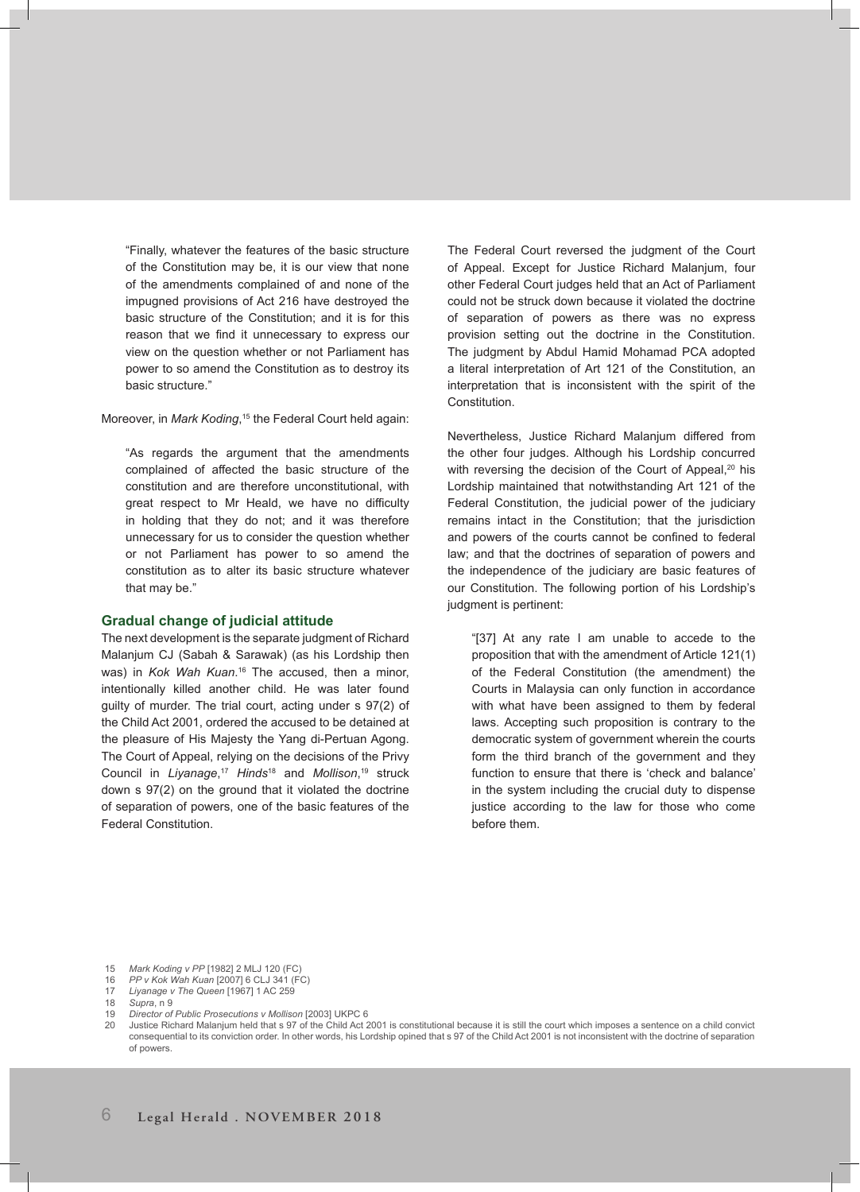> "Finally, whatever the features of the basic structure of the Constitution may be, it is our view that none of the amendments complained of and none of the impugned provisions of Act 216 have destroyed the basic structure of the Constitution; and it is for this reason that we find it unnecessary to express our view on the question whether or not Parliament has power to so amend the Constitution as to destroy its basic structure."

Moreover, in *Mark Koding*,[15] the Federal Court held again:

> "As regards the argument that the amendments complained of affected the basic structure of the constitution and are therefore unconstitutional, with great respect to Mr Heald, we have no difficulty in holding that they do not; and it was therefore unnecessary for us to consider the question whether or not Parliament has power to so amend the constitution as to alter its basic structure whatever that may be."

### Gradual change of judicial attitude

The next development is the separate judgment of Richard Malanjum CJ (Sabah & Sarawak) (as his Lordship then was) in *Kok Wah Kuan*.[16] The accused, then a minor, intentionally killed another child. He was later found guilty of murder. The trial court, acting under s 97(2) of the Child Act 2001, ordered the accused to be detained at the pleasure of His Majesty the Yang di-Pertuan Agong. The Court of Appeal, relying on the decisions of the Privy Council in *Liyanage*,[17] *Hinds*[18] and *Mollison*,[19] struck down s 97(2) on the ground that it violated the doctrine of separation of powers, one of the basic features of the Federal Constitution.

The Federal Court reversed the judgment of the Court of Appeal. Except for Justice Richard Malanjum, four other Federal Court judges held that an Act of Parliament could not be struck down because it violated the doctrine of separation of powers as there was no express provision setting out the doctrine in the Constitution. The judgment by Abdul Hamid Mohamad PCA adopted a literal interpretation of Art 121 of the Constitution, an interpretation that is inconsistent with the spirit of the Constitution.

Nevertheless, Justice Richard Malanjum differed from the other four judges. Although his Lordship concurred with reversing the decision of the Court of Appeal,[20] his Lordship maintained that notwithstanding Art 121 of the Federal Constitution, the judicial power of the judiciary remains intact in the Constitution; that the jurisdiction and powers of the courts cannot be confined to federal law; and that the doctrines of separation of powers and the independence of the judiciary are basic features of our Constitution. The following portion of his Lordship's judgment is pertinent:

> "[37] At any rate I am unable to accede to the proposition that with the amendment of Article 121(1) of the Federal Constitution (the amendment) the Courts in Malaysia can only function in accordance with what have been assigned to them by federal laws. Accepting such proposition is contrary to the democratic system of government wherein the courts form the third branch of the government and they function to ensure that there is 'check and balance' in the system including the crucial duty to dispense justice according to the law for those who come before them.

---

15 *Mark Koding v PP* [1982] 2 MLJ 120 (FC)

16 *PP v Kok Wah Kuan* [2007] 6 CLJ 341 (FC)

17 *Liyanage v The Queen* [1967] 1 AC 259

18 *Supra*, n 9

19 *Director of Public Prosecutions v Mollison* [2003] UKPC 6

20 Justice Richard Malanjum held that s 97 of the Child Act 2001 is constitutional because it is still the court which imposes a sentence on a child convict consequential to its conviction order. In other words, his Lordship opined that s 97 of the Child Act 2001 is not inconsistent with the doctrine of separation of powers.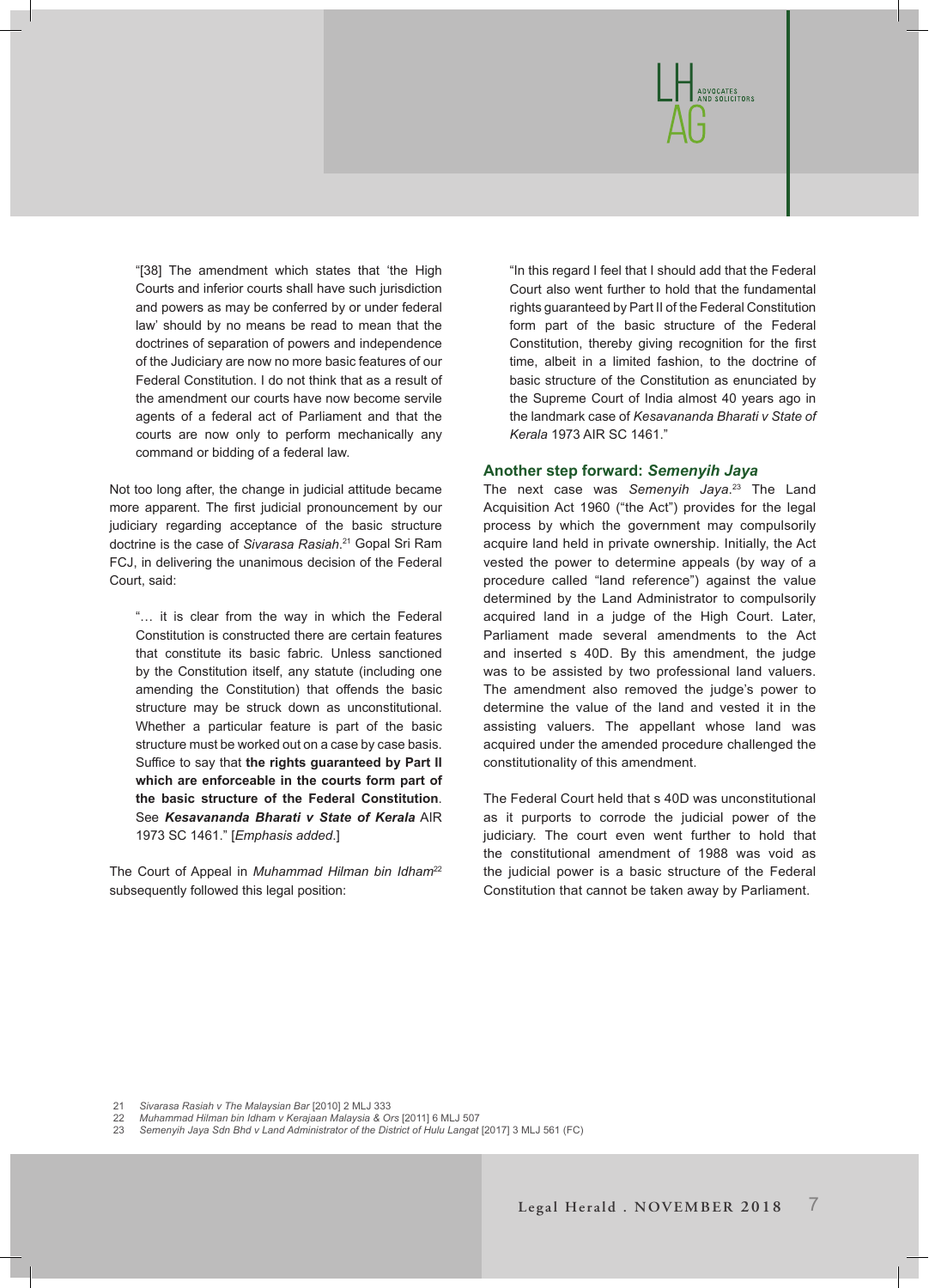> "[38] The amendment which states that 'the High Courts and inferior courts shall have such jurisdiction and powers as may be conferred by or under federal law' should by no means be read to mean that the doctrines of separation of powers and independence of the Judiciary are now no more basic features of our Federal Constitution. I do not think that as a result of the amendment our courts have now become servile agents of a federal act of Parliament and that the courts are now only to perform mechanically any command or bidding of a federal law.

Not too long after, the change in judicial attitude became more apparent. The first judicial pronouncement by our judiciary regarding acceptance of the basic structure doctrine is the case of *Sivarasa Rasiah*.[21] Gopal Sri Ram FCJ, in delivering the unanimous decision of the Federal Court, said:

> "… it is clear from the way in which the Federal Constitution is constructed there are certain features that constitute its basic fabric. Unless sanctioned by the Constitution itself, any statute (including one amending the Constitution) that offends the basic structure may be struck down as unconstitutional. Whether a particular feature is part of the basic structure must be worked out on a case by case basis. Suffice to say that **the rights guaranteed by Part II which are enforceable in the courts form part of the basic structure of the Federal Constitution**. See ***Kesavananda Bharati v State of Kerala*** AIR 1973 SC 1461." [*Emphasis added*.]

The Court of Appeal in *Muhammad Hilman bin Idham*[22] subsequently followed this legal position:

> "In this regard I feel that I should add that the Federal Court also went further to hold that the fundamental rights guaranteed by Part II of the Federal Constitution form part of the basic structure of the Federal Constitution, thereby giving recognition for the first time, albeit in a limited fashion, to the doctrine of basic structure of the Constitution as enunciated by the Supreme Court of India almost 40 years ago in the landmark case of *Kesavananda Bharati v State of Kerala* 1973 AIR SC 1461."

### Another step forward: *Semenyih Jaya*

The next case was *Semenyih Jaya*.[23] The Land Acquisition Act 1960 ("the Act") provides for the legal process by which the government may compulsorily acquire land held in private ownership. Initially, the Act vested the power to determine appeals (by way of a procedure called "land reference") against the value determined by the Land Administrator to compulsorily acquired land in a judge of the High Court. Later, Parliament made several amendments to the Act and inserted s 40D. By this amendment, the judge was to be assisted by two professional land valuers. The amendment also removed the judge's power to determine the value of the land and vested it in the assisting valuers. The appellant whose land was acquired under the amended procedure challenged the constitutionality of this amendment.

The Federal Court held that s 40D was unconstitutional as it purports to corrode the judicial power of the judiciary. The court even went further to hold that the constitutional amendment of 1988 was void as the judicial power is a basic structure of the Federal Constitution that cannot be taken away by Parliament.

---

21 *Sivarasa Rasiah v The Malaysian Bar* [2010] 2 MLJ 333

22 *Muhammad Hilman bin Idham v Kerajaan Malaysia & Ors* [2011] 6 MLJ 507

23 *Semenyih Jaya Sdn Bhd v Land Administrator of the District of Hulu Langat* [2017] 3 MLJ 561 (FC)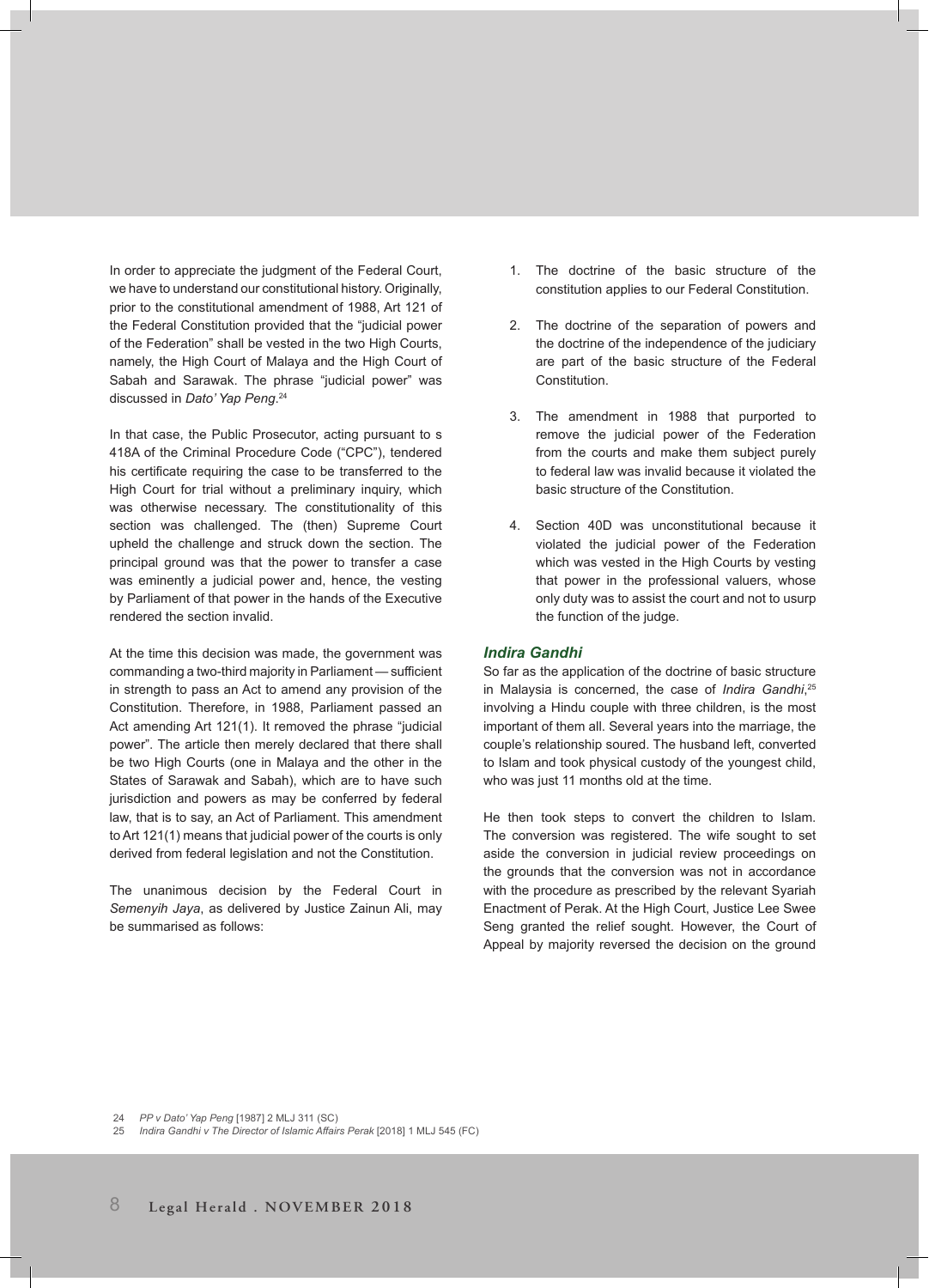In order to appreciate the judgment of the Federal Court, we have to understand our constitutional history. Originally, prior to the constitutional amendment of 1988, Art 121 of the Federal Constitution provided that the "judicial power of the Federation" shall be vested in the two High Courts, namely, the High Court of Malaya and the High Court of Sabah and Sarawak. The phrase "judicial power" was discussed in *Dato' Yap Peng*.[24]

In that case, the Public Prosecutor, acting pursuant to s 418A of the Criminal Procedure Code ("CPC"), tendered his certificate requiring the case to be transferred to the High Court for trial without a preliminary inquiry, which was otherwise necessary. The constitutionality of this section was challenged. The (then) Supreme Court upheld the challenge and struck down the section. The principal ground was that the power to transfer a case was eminently a judicial power and, hence, the vesting by Parliament of that power in the hands of the Executive rendered the section invalid.

At the time this decision was made, the government was commanding a two-third majority in Parliament — sufficient in strength to pass an Act to amend any provision of the Constitution. Therefore, in 1988, Parliament passed an Act amending Art 121(1). It removed the phrase "judicial power". The article then merely declared that there shall be two High Courts (one in Malaya and the other in the States of Sarawak and Sabah), which are to have such jurisdiction and powers as may be conferred by federal law, that is to say, an Act of Parliament. This amendment to Art 121(1) means that judicial power of the courts is only derived from federal legislation and not the Constitution.

The unanimous decision by the Federal Court in *Semenyih Jaya*, as delivered by Justice Zainun Ali, may be summarised as follows:

1. The doctrine of the basic structure of the constitution applies to our Federal Constitution.
2. The doctrine of the separation of powers and the doctrine of the independence of the judiciary are part of the basic structure of the Federal Constitution.
3. The amendment in 1988 that purported to remove the judicial power of the Federation from the courts and make them subject purely to federal law was invalid because it violated the basic structure of the Constitution.
4. Section 40D was unconstitutional because it violated the judicial power of the Federation which was vested in the High Courts by vesting that power in the professional valuers, whose only duty was to assist the court and not to usurp the function of the judge.

### *Indira Gandhi*

So far as the application of the doctrine of basic structure in Malaysia is concerned, the case of *Indira Gandhi*,[25] involving a Hindu couple with three children, is the most important of them all. Several years into the marriage, the couple's relationship soured. The husband left, converted to Islam and took physical custody of the youngest child, who was just 11 months old at the time.

He then took steps to convert the children to Islam. The conversion was registered. The wife sought to set aside the conversion in judicial review proceedings on the grounds that the conversion was not in accordance with the procedure as prescribed by the relevant Syariah Enactment of Perak. At the High Court, Justice Lee Swee Seng granted the relief sought. However, the Court of Appeal by majority reversed the decision on the ground

---

24 *PP v Dato' Yap Peng* [1987] 2 MLJ 311 (SC)

25 *Indira Gandhi v The Director of Islamic Affairs Perak* [2018] 1 MLJ 545 (FC)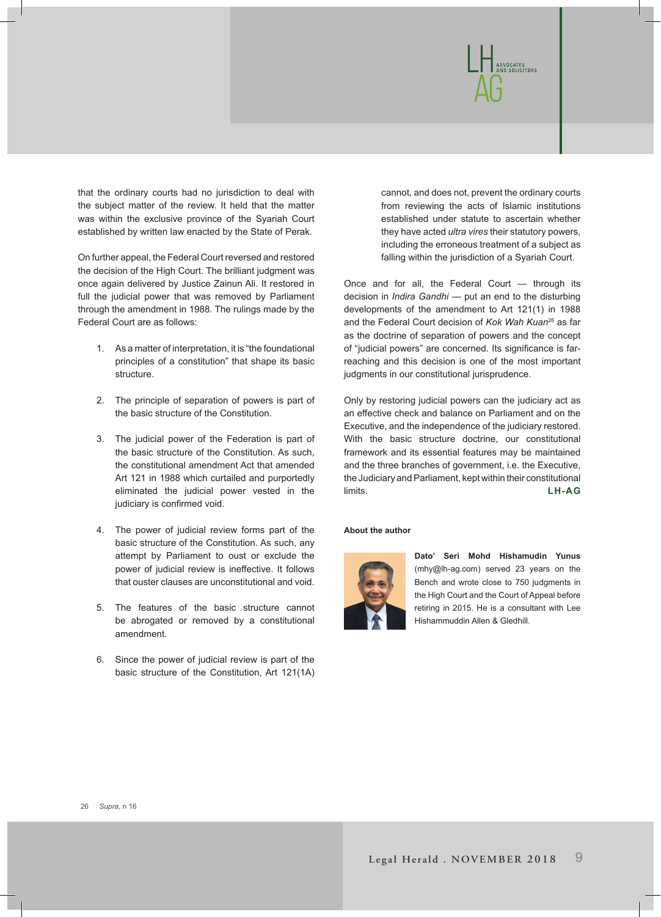that the ordinary courts had no jurisdiction to deal with the subject matter of the review. It held that the matter was within the exclusive province of the Syariah Court established by written law enacted by the State of Perak.

On further appeal, the Federal Court reversed and restored the decision of the High Court. The brilliant judgment was once again delivered by Justice Zainun Ali. It restored in full the judicial power that was removed by Parliament through the amendment in 1988. The rulings made by the Federal Court are as follows:

1. As a matter of interpretation, it is "the foundational principles of a constitution" that shape its basic structure.

2. The principle of separation of powers is part of the basic structure of the Constitution.

3. The judicial power of the Federation is part of the basic structure of the Constitution. As such, the constitutional amendment Act that amended Art 121 in 1988 which curtailed and purportedly eliminated the judicial power vested in the judiciary is confirmed void.

4. The power of judicial review forms part of the basic structure of the Constitution. As such, any attempt by Parliament to oust or exclude the power of judicial review is ineffective. It follows that ouster clauses are unconstitutional and void.

5. The features of the basic structure cannot be abrogated or removed by a constitutional amendment.

6. Since the power of judicial review is part of the basic structure of the Constitution, Art 121(1A) cannot, and does not, prevent the ordinary courts from reviewing the acts of Islamic institutions established under statute to ascertain whether they have acted *ultra vires* their statutory powers, including the erroneous treatment of a subject as falling within the jurisdiction of a Syariah Court.

Once and for all, the Federal Court — through its decision in *Indira Gandhi* — put an end to the disturbing developments of the amendment to Art 121(1) in 1988 and the Federal Court decision of *Kok Wah Kuan*[26] as far as the doctrine of separation of powers and the concept of "judicial powers" are concerned. Its significance is far-reaching and this decision is one of the most important judgments in our constitutional jurisprudence.

Only by restoring judicial powers can the judiciary act as an effective check and balance on Parliament and on the Executive, and the independence of the judiciary restored. With the basic structure doctrine, our constitutional framework and its essential features may be maintained and the three branches of government, i.e. the Executive, the Judiciary and Parliament, kept within their constitutional limits. **LH-AG**

**About the author**

**Dato' Seri Mohd Hishamudin Yunus** (mhy@lh-ag.com) served 23 years on the Bench and wrote close to 750 judgments in the High Court and the Court of Appeal before retiring in 2015. He is a consultant with Lee Hishammuddin Allen & Gledhill.

26 *Supra*, n 16